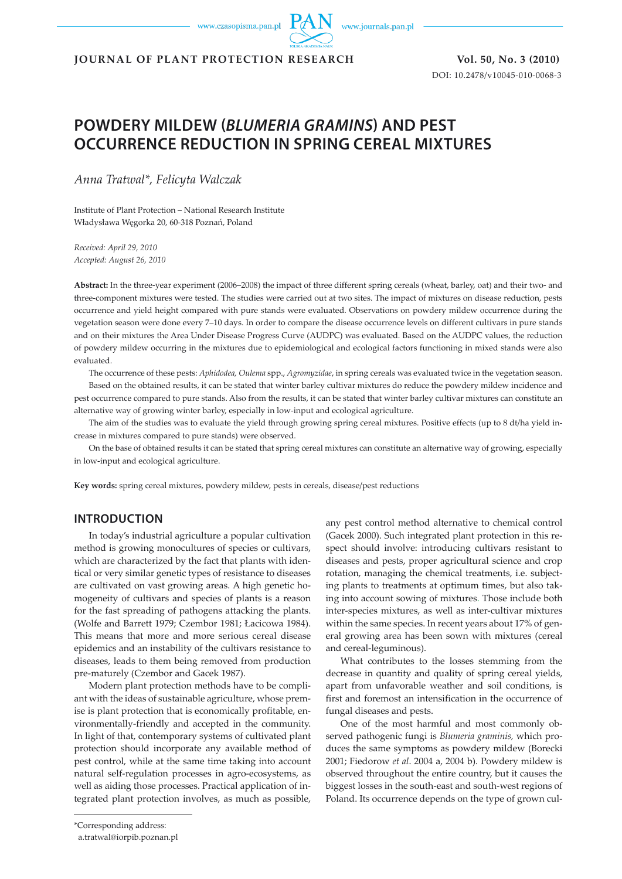# POWDERY MILDEW (*BLUMERIA GRAMINS*) AND PEST OCCURRENCE REDUCTION IN SPRING CEREAL MIXTURES

*Anna Tratwal\*, Felicyta Walczak*

Institute of Plant Protection – National Research Institute
Władysława Węgorka 20, 60-318 Poznań, Poland

*Received: April 29, 2010*
*Accepted: August 26, 2010*

**Abstract:** In the three-year experiment (2006–2008) the impact of three different spring cereals (wheat, barley, oat) and their two- and three-component mixtures were tested. The studies were carried out at two sites. The impact of mixtures on disease reduction, pests occurrence and yield height compared with pure stands were evaluated. Observations on powdery mildew occurrence during the vegetation season were done every 7–10 days. In order to compare the disease occurrence levels on different cultivars in pure stands and on their mixtures the Area Under Disease Progress Curve (AUDPC) was evaluated. Based on the AUDPC values, the reduction of powdery mildew occurring in the mixtures due to epidemiological and ecological factors functioning in mixed stands were also evaluated.

The occurrence of these pests: *Aphidodea, Oulema* spp., *Agromyzidae*, in spring cereals was evaluated twice in the vegetation season.

Based on the obtained results, it can be stated that winter barley cultivar mixtures do reduce the powdery mildew incidence and pest occurrence compared to pure stands. Also from the results, it can be stated that winter barley cultivar mixtures can constitute an alternative way of growing winter barley, especially in low-input and ecological agriculture.

The aim of the studies was to evaluate the yield through growing spring cereal mixtures. Positive effects (up to 8 dt/ha yield increase in mixtures compared to pure stands) were observed.

On the base of obtained results it can be stated that spring cereal mixtures can constitute an alternative way of growing, especially in low-input and ecological agriculture.

**Key words:** spring cereal mixtures, powdery mildew, pests in cereals, disease/pest reductions

## INTRODUCTION

In today's industrial agriculture a popular cultivation method is growing monocultures of species or cultivars, which are characterized by the fact that plants with identical or very similar genetic types of resistance to diseases are cultivated on vast growing areas. A high genetic homogeneity of cultivars and species of plants is a reason for the fast spreading of pathogens attacking the plants. (Wolfe and Barrett 1979; Czembor 1981; Łacicowa 1984). This means that more and more serious cereal disease epidemics and an instability of the cultivars resistance to diseases, leads to them being removed from production pre-maturely (Czembor and Gacek 1987).

Modern plant protection methods have to be compliant with the ideas of sustainable agriculture, whose premise is plant protection that is economically profitable, environmentally-friendly and accepted in the community. In light of that, contemporary systems of cultivated plant protection should incorporate any available method of pest control, while at the same time taking into account natural self-regulation processes in agro-ecosystems, as well as aiding those processes. Practical application of integrated plant protection involves, as much as possible, any pest control method alternative to chemical control (Gacek 2000). Such integrated plant protection in this respect should involve: introducing cultivars resistant to diseases and pests, proper agricultural science and crop rotation, managing the chemical treatments, i.e. subjecting plants to treatments at optimum times, but also taking into account sowing of mixtures. Those include both inter-species mixtures, as well as inter-cultivar mixtures within the same species. In recent years about 17% of general growing area has been sown with mixtures (cereal and cereal-leguminous).

What contributes to the losses stemming from the decrease in quantity and quality of spring cereal yields, apart from unfavorable weather and soil conditions, is first and foremost an intensification in the occurrence of fungal diseases and pests.

One of the most harmful and most commonly observed pathogenic fungi is *Blumeria graminis,* which produces the same symptoms as powdery mildew (Borecki 2001; Fiedorow *et al*. 2004 a, 2004 b). Powdery mildew is observed throughout the entire country, but it causes the biggest losses in the south-east and south-west regions of Poland. Its occurrence depends on the type of grown cul-

\*Corresponding address:
a.tratwal@iorpib.poznan.pl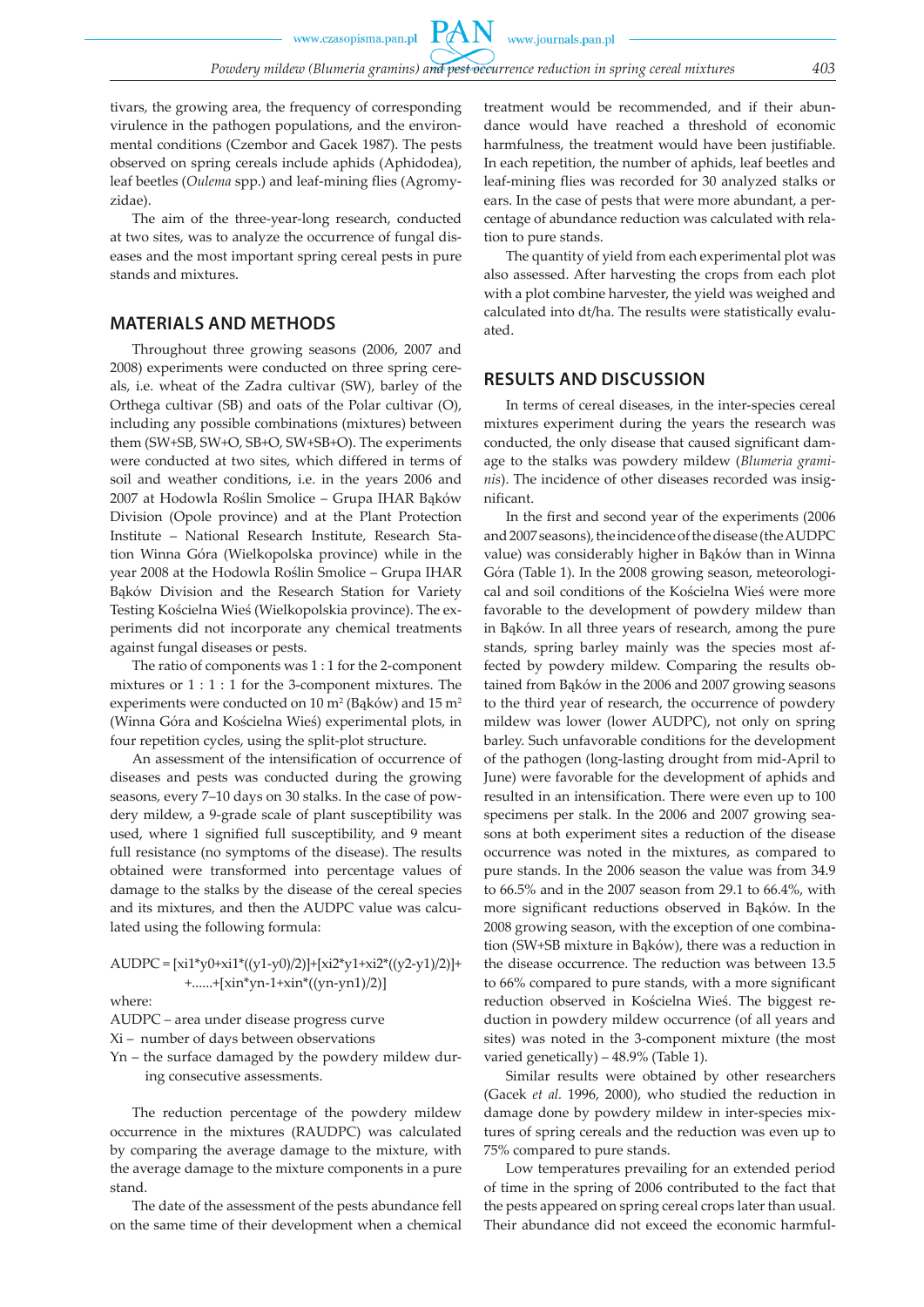tivars, the growing area, the frequency of corresponding virulence in the pathogen populations, and the environmental conditions (Czembor and Gacek 1987). The pests observed on spring cereals include aphids (Aphidodea), leaf beetles (*Oulema* spp.) and leaf-mining flies (Agromyzidae).

The aim of the three-year-long research, conducted at two sites, was to analyze the occurrence of fungal diseases and the most important spring cereal pests in pure stands and mixtures.

## MATERIALS AND METHODS

Throughout three growing seasons (2006, 2007 and 2008) experiments were conducted on three spring cereals, i.e. wheat of the Zadra cultivar (SW), barley of the Orthega cultivar (SB) and oats of the Polar cultivar (O), including any possible combinations (mixtures) between them (SW+SB, SW+O, SB+O, SW+SB+O). The experiments were conducted at two sites, which differed in terms of soil and weather conditions, i.e. in the years 2006 and 2007 at Hodowla Roślin Smolice – Grupa IHAR Bąków Division (Opole province) and at the Plant Protection Institute – National Research Institute, Research Station Winna Góra (Wielkopolska province) while in the year 2008 at the Hodowla Roślin Smolice – Grupa IHAR Bąków Division and the Research Station for Variety Testing Kościelna Wieś (Wielkopolskia province). The experiments did not incorporate any chemical treatments against fungal diseases or pests.

The ratio of components was 1 : 1 for the 2-component mixtures or 1 : 1 : 1 for the 3-component mixtures. The experiments were conducted on 10 $m^2$ (Bąków) and 15 $m^2$ (Winna Góra and Kościelna Wieś) experimental plots, in four repetition cycles, using the split-plot structure.

An assessment of the intensification of occurrence of diseases and pests was conducted during the growing seasons, every 7–10 days on 30 stalks. In the case of powdery mildew, a 9-grade scale of plant susceptibility was used, where 1 signified full susceptibility, and 9 meant full resistance (no symptoms of the disease). The results obtained were transformed into percentage values of damage to the stalks by the disease of the cereal species and its mixtures, and then the AUDPC value was calculated using the following formula:

$$AUDPC = [x_{i1}*y_0+x_{i1}*((y_1-y_0)/2)]+[x_{i2}*y_1+x_{i2}*((y_2-y_1)/2)]+ +......+[x_{in}*y_{n-1}+x_{in}*((y_n-y_{n1})/2)]$$

where:

AUDPC – area under disease progress curve

Xi – number of days between observations

Yn – the surface damaged by the powdery mildew during consecutive assessments.

The reduction percentage of the powdery mildew occurrence in the mixtures (RAUDPC) was calculated by comparing the average damage to the mixture, with the average damage to the mixture components in a pure stand.

The date of the assessment of the pests abundance fell on the same time of their development when a chemical treatment would be recommended, and if their abundance would have reached a threshold of economic harmfulness, the treatment would have been justifiable. In each repetition, the number of aphids, leaf beetles and leaf-mining flies was recorded for 30 analyzed stalks or ears. In the case of pests that were more abundant, a percentage of abundance reduction was calculated with relation to pure stands.

The quantity of yield from each experimental plot was also assessed. After harvesting the crops from each plot with a plot combine harvester, the yield was weighed and calculated into dt/ha. The results were statistically evaluated.

## RESULTS AND DISCUSSION

In terms of cereal diseases, in the inter-species cereal mixtures experiment during the years the research was conducted, the only disease that caused significant damage to the stalks was powdery mildew (*Blumeria graminis*). The incidence of other diseases recorded was insignificant.

In the first and second year of the experiments (2006 and 2007 seasons), the incidence of the disease (the AUDPC value) was considerably higher in Bąków than in Winna Góra (Table 1). In the 2008 growing season, meteorological and soil conditions of the Kościelna Wieś were more favorable to the development of powdery mildew than in Bąków. In all three years of research, among the pure stands, spring barley mainly was the species most affected by powdery mildew. Comparing the results obtained from Bąków in the 2006 and 2007 growing seasons to the third year of research, the occurrence of powdery mildew was lower (lower AUDPC), not only on spring barley. Such unfavorable conditions for the development of the pathogen (long-lasting drought from mid-April to June) were favorable for the development of aphids and resulted in an intensification. There were even up to 100 specimens per stalk. In the 2006 and 2007 growing seasons at both experiment sites a reduction of the disease occurrence was noted in the mixtures, as compared to pure stands. In the 2006 season the value was from 34.9 to 66.5% and in the 2007 season from 29.1 to 66.4%, with more significant reductions observed in Bąków. In the 2008 growing season, with the exception of one combination (SW+SB mixture in Bąków), there was a reduction in the disease occurrence. The reduction was between 13.5 to 66% compared to pure stands, with a more significant reduction observed in Kościelna Wieś. The biggest reduction in powdery mildew occurrence (of all years and sites) was noted in the 3-component mixture (the most varied genetically) – 48.9% (Table 1).

Similar results were obtained by other researchers (Gacek *et al.* 1996, 2000), who studied the reduction in damage done by powdery mildew in inter-species mixtures of spring cereals and the reduction was even up to 75% compared to pure stands.

Low temperatures prevailing for an extended period of time in the spring of 2006 contributed to the fact that the pests appeared on spring cereal crops later than usual. Their abundance did not exceed the economic harmful-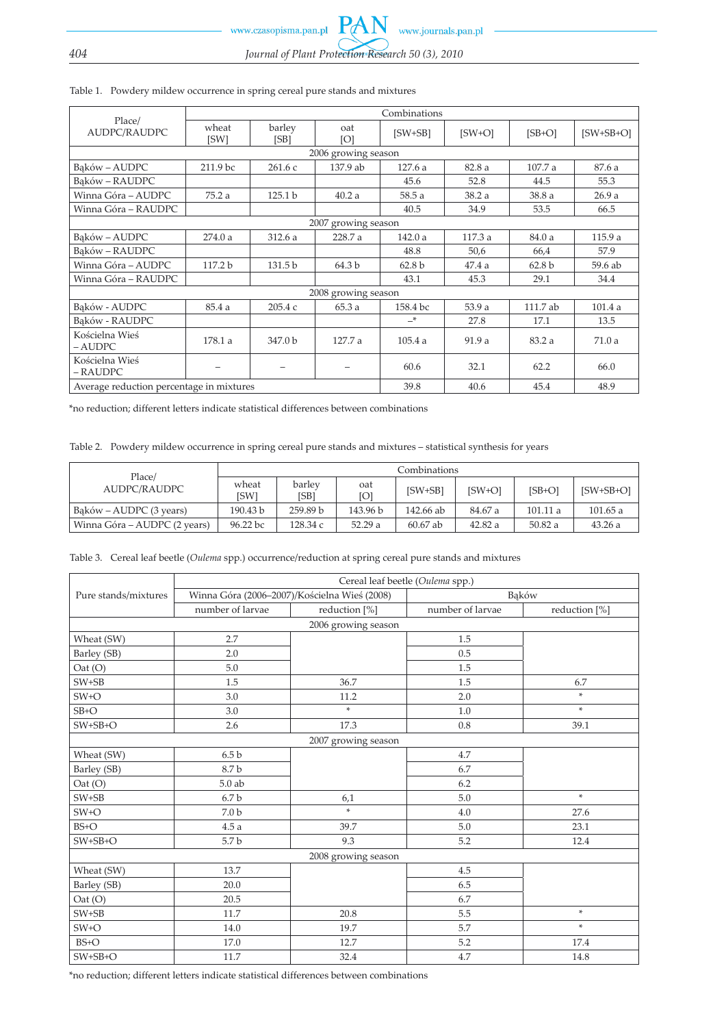Table 1. Powdery mildew occurrence in spring cereal pure stands and mixtures

| Place/ AUDPC/RAUDPC | Combinations | | | | | | |
|---|---|---|---|---|---|---|---|
| | wheat [SW] | barley [SB] | oat [O] | [SW+SB] | [SW+O] | [SB+O] | [SW+SB+O] |
| 2006 growing season | | | | | | | |
| Bąków – AUDPC | 211.9 bc | 261.6 c | 137.9 ab | 127.6 a | 82.8 a | 107.7 a | 87.6 a |
| Bąków – RAUDPC | | | | 45.6 | 52.8 | 44.5 | 55.3 |
| Winna Góra – AUDPC | 75.2 a | 125.1 b | 40.2 a | 58.5 a | 38.2 a | 38.8 a | 26.9 a |
| Winna Góra – RAUDPC | | | | 40.5 | 34.9 | 53.5 | 66.5 |
| 2007 growing season | | | | | | | |
| Bąków – AUDPC | 274.0 a | 312.6 a | 228.7 a | 142.0 a | 117.3 a | 84.0 a | 115.9 a |
| Bąków – RAUDPC | | | | 48.8 | 50,6 | 66,4 | 57.9 |
| Winna Góra – AUDPC | 117.2 b | 131.5 b | 64.3 b | 62.8 b | 47.4 a | 62.8 b | 59.6 ab |
| Winna Góra – RAUDPC | | | | 43.1 | 45.3 | 29.1 | 34.4 |
| 2008 growing season | | | | | | | |
| Bąków - AUDPC | 85.4 a | 205.4 c | 65.3 a | 158.4 bc | 53.9 a | 111.7 ab | 101.4 a |
| Bąków - RAUDPC | | | | –* | 27.8 | 17.1 | 13.5 |
| Kościelna Wieś – AUDPC | 178.1 a | 347.0 b | 127.7 a | 105.4 a | 91.9 a | 83.2 a | 71.0 a |
| Kościelna Wieś – RAUDPC | – | – | – | 60.6 | 32.1 | 62.2 | 66.0 |
| Average reduction percentage in mixtures | | | | 39.8 | 40.6 | 45.4 | 48.9 |

*no reduction; different letters indicate statistical differences between combinations

Table 2. Powdery mildew occurrence in spring cereal pure stands and mixtures – statistical synthesis for years

| Place/ AUDPC/RAUDPC | Combinations | | | | | | |
|---|---|---|---|---|---|---|---|
| | wheat [SW] | barley [SB] | oat [O] | [SW+SB] | [SW+O] | [SB+O] | [SW+SB+O] |
| Bąków – AUDPC (3 years) | 190.43 b | 259.89 b | 143.96 b | 142.66 ab | 84.67 a | 101.11 a | 101.65 a |
| Winna Góra – AUDPC (2 years) | 96.22 bc | 128.34 c | 52.29 a | 60.67 ab | 42.82 a | 50.82 a | 43.26 a |

Table 3. Cereal leaf beetle (*Oulema* spp.) occurrence/reduction at spring cereal pure stands and mixtures

| Pure stands/mixtures | Cereal leaf beetle (*Oulema* spp.) | | | |
|---|---|---|---|---|
| | Winna Góra (2006–2007)/Kościelna Wieś (2008) | | Bąków | |
| | number of larvae | reduction [%] | number of larvae | reduction [%] |
| 2006 growing season | | | | |
| Wheat (SW) | 2.7 | | 1.5 | |
| Barley (SB) | 2.0 | | 0.5 | |
| Oat (O) | 5.0 | | 1.5 | |
| SW+SB | 1.5 | 36.7 | 1.5 | 6.7 |
| SW+O | 3.0 | 11.2 | 2.0 | * |
| SB+O | 3.0 | * | 1.0 | * |
| SW+SB+O | 2.6 | 17.3 | 0.8 | 39.1 |
| 2007 growing season | | | | |
| Wheat (SW) | 6.5 b | | 4.7 | |
| Barley (SB) | 8.7 b | | 6.7 | |
| Oat (O) | 5.0 ab | | 6.2 | |
| SW+SB | 6.7 b | 6,1 | 5.0 | * |
| SW+O | 7.0 b | * | 4.0 | 27.6 |
| BS+O | 4.5 a | 39.7 | 5.0 | 23.1 |
| SW+SB+O | 5.7 b | 9.3 | 5.2 | 12.4 |
| 2008 growing season | | | | |
| Wheat (SW) | 13.7 | | 4.5 | |
| Barley (SB) | 20.0 | | 6.5 | |
| Oat (O) | 20.5 | | 6.7 | |
| SW+SB | 11.7 | 20.8 | 5.5 | * |
| SW+O | 14.0 | 19.7 | 5.7 | * |
| BS+O | 17.0 | 12.7 | 5.2 | 17.4 |
| SW+SB+O | 11.7 | 32.4 | 4.7 | 14.8 |

*no reduction; different letters indicate statistical differences between combinations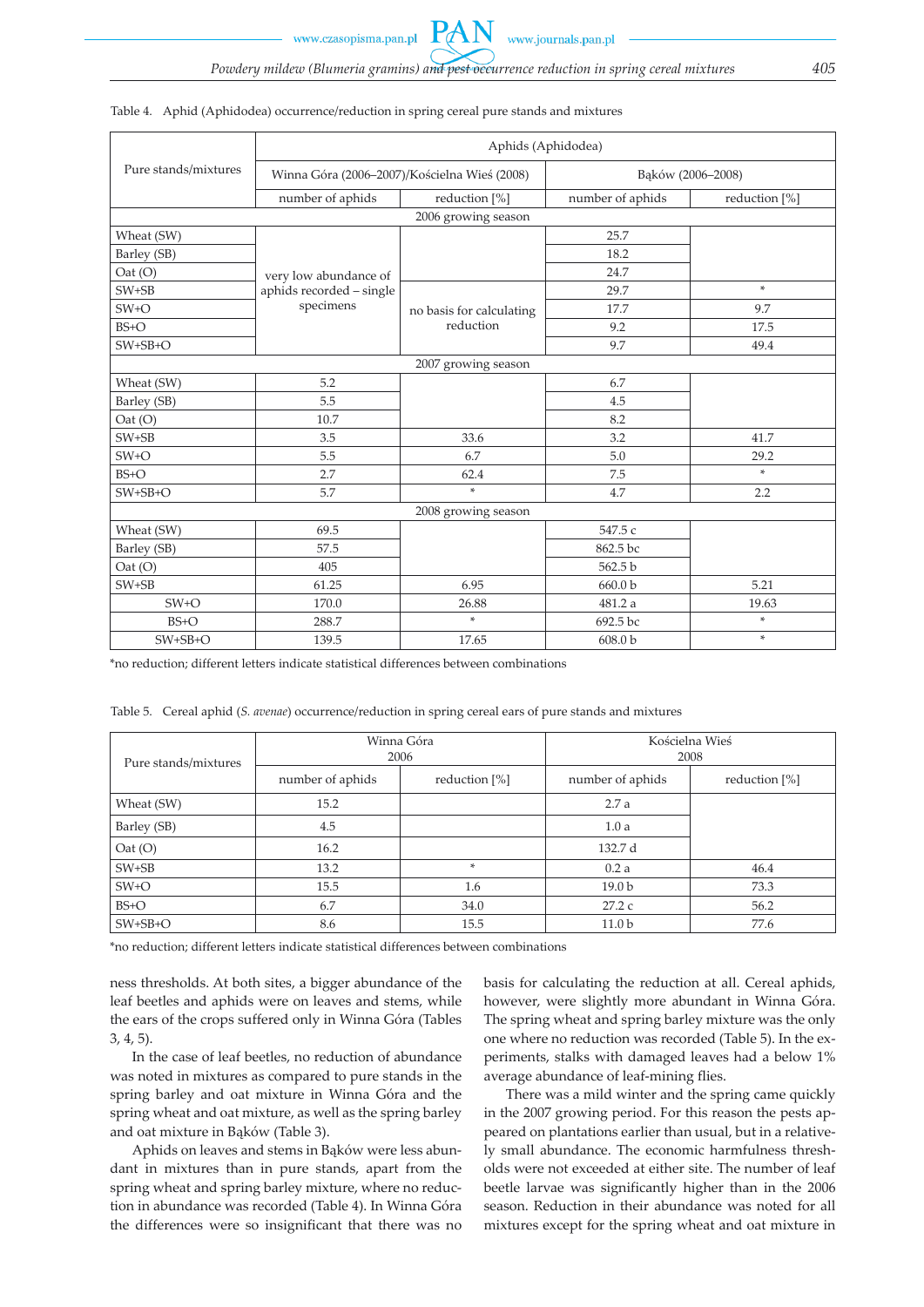Table 4. Aphid (Aphidodea) occurrence/reduction in spring cereal pure stands and mixtures

| Pure stands/mixtures | Aphids (Aphidodea) | | | |
|---|---|---|---|---|
| | Winna Góra (2006–2007)/Kościelna Wieś (2008) | | Bąków (2006–2008) | |
| | number of aphids | reduction [%] | number of aphids | reduction [%] |
| 2006 growing season | | | | |
| Wheat (SW) | very low abundance of aphids recorded – single specimens | | 25.7 | |
| Barley (SB) | | | 18.2 | |
| Oat (O) | | | 24.7 | |
| SW+SB | | no basis for calculating reduction | 29.7 | * |
| SW+O | | | 17.7 | 9.7 |
| BS+O | | | 9.2 | 17.5 |
| SW+SB+O | | | 9.7 | 49.4 |
| 2007 growing season | | | | |
| Wheat (SW) | 5.2 | | 6.7 | |
| Barley (SB) | 5.5 | | 4.5 | |
| Oat (O) | 10.7 | | 8.2 | |
| SW+SB | 3.5 | 33.6 | 3.2 | 41.7 |
| SW+O | 5.5 | 6.7 | 5.0 | 29.2 |
| BS+O | 2.7 | 62.4 | 7.5 | * |
| SW+SB+O | 5.7 | * | 4.7 | 2.2 |
| 2008 growing season | | | | |
| Wheat (SW) | 69.5 | | 547.5 c | |
| Barley (SB) | 57.5 | | 862.5 bc | |
| Oat (O) | 405 | | 562.5 b | |
| SW+SB | 61.25 | 6.95 | 660.0 b | 5.21 |
| SW+O | 170.0 | 26.88 | 481.2 a | 19.63 |
| BS+O | 288.7 | * | 692.5 bc | * |
| SW+SB+O | 139.5 | 17.65 | 608.0 b | * |

*no reduction; different letters indicate statistical differences between combinations

Table 5. Cereal aphid (*S. avenae*) occurrence/reduction in spring cereal ears of pure stands and mixtures

| Pure stands/mixtures | Winna Góra 2006 | | Kościelna Wieś 2008 | |
|---|---|---|---|---|
| | number of aphids | reduction [%] | number of aphids | reduction [%] |
| Wheat (SW) | 15.2 | | 2.7 a | |
| Barley (SB) | 4.5 | | 1.0 a | |
| Oat (O) | 16.2 | | 132.7 d | |
| SW+SB | 13.2 | * | 0.2 a | 46.4 |
| SW+O | 15.5 | 1.6 | 19.0 b | 73.3 |
| BS+O | 6.7 | 34.0 | 27.2 c | 56.2 |
| SW+SB+O | 8.6 | 15.5 | 11.0 b | 77.6 |

*no reduction; different letters indicate statistical differences between combinations

ness thresholds. At both sites, a bigger abundance of the leaf beetles and aphids were on leaves and stems, while the ears of the crops suffered only in Winna Góra (Tables 3, 4, 5).

In the case of leaf beetles, no reduction of abundance was noted in mixtures as compared to pure stands in the spring barley and oat mixture in Winna Góra and the spring wheat and oat mixture, as well as the spring barley and oat mixture in Bąków (Table 3).

Aphids on leaves and stems in Bąków were less abundant in mixtures than in pure stands, apart from the spring wheat and spring barley mixture, where no reduction in abundance was recorded (Table 4). In Winna Góra the differences were so insignificant that there was no basis for calculating the reduction at all. Cereal aphids, however, were slightly more abundant in Winna Góra. The spring wheat and spring barley mixture was the only one where no reduction was recorded (Table 5). In the experiments, stalks with damaged leaves had a below 1% average abundance of leaf-mining flies.

There was a mild winter and the spring came quickly in the 2007 growing period. For this reason the pests appeared on plantations earlier than usual, but in a relatively small abundance. The economic harmfulness thresholds were not exceeded at either site. The number of leaf beetle larvae was significantly higher than in the 2006 season. Reduction in their abundance was noted for all mixtures except for the spring wheat and oat mixture in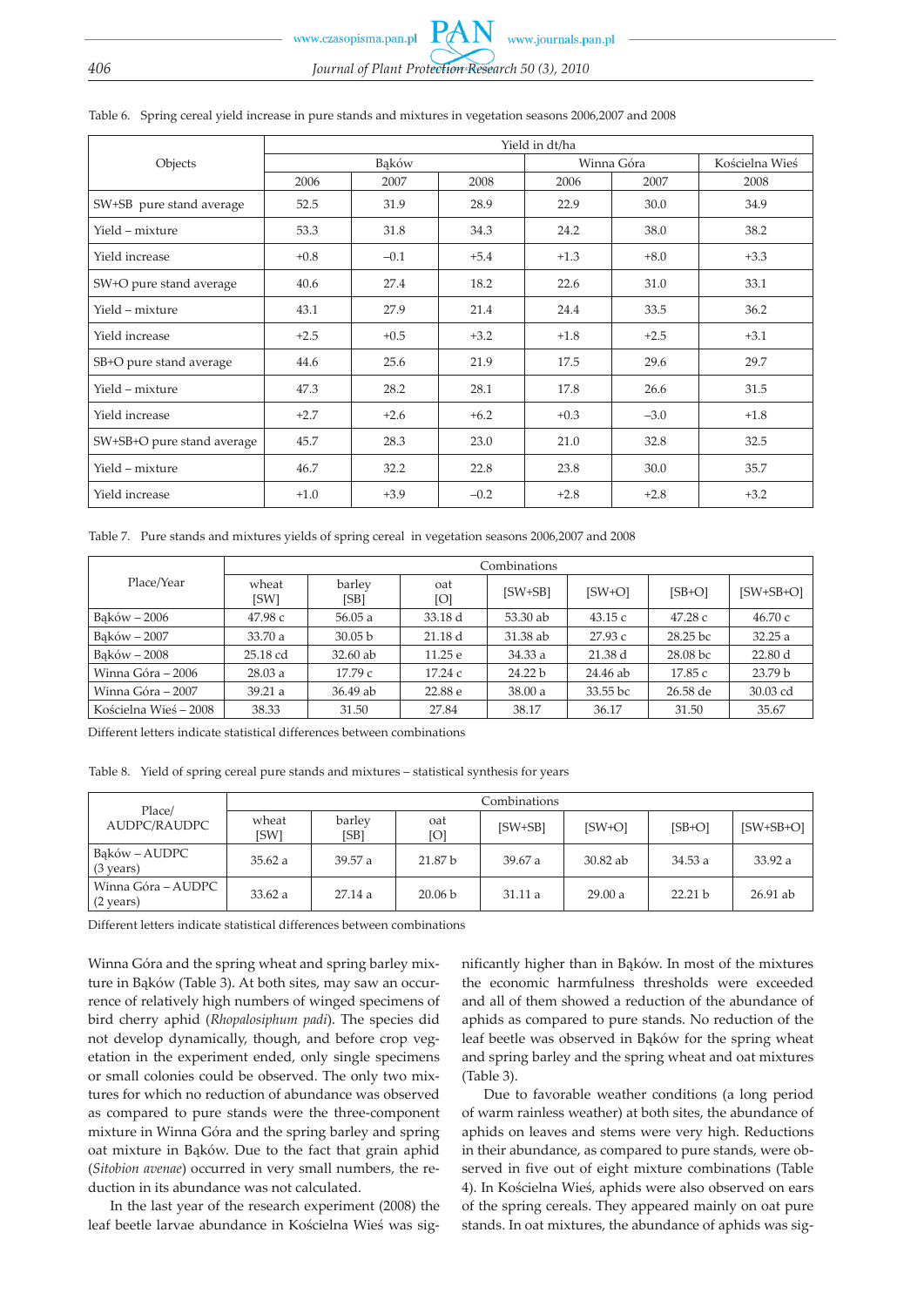Table 6. Spring cereal yield increase in pure stands and mixtures in vegetation seasons 2006,2007 and 2008

| Objects | Yield in dt/ha | | | | | |
|---|---|---|---|---|---|---|
| | Bąków | | | Winna Góra | | Kościelna Wieś |
| | 2006 | 2007 | 2008 | 2006 | 2007 | 2008 |
| SW+SB pure stand average | 52.5 | 31.9 | 28.9 | 22.9 | 30.0 | 34.9 |
| Yield – mixture | 53.3 | 31.8 | 34.3 | 24.2 | 38.0 | 38.2 |
| Yield increase | +0.8 | –0.1 | +5.4 | +1.3 | +8.0 | +3.3 |
| SW+O pure stand average | 40.6 | 27.4 | 18.2 | 22.6 | 31.0 | 33.1 |
| Yield – mixture | 43.1 | 27.9 | 21.4 | 24.4 | 33.5 | 36.2 |
| Yield increase | +2.5 | +0.5 | +3.2 | +1.8 | +2.5 | +3.1 |
| SB+O pure stand average | 44.6 | 25.6 | 21.9 | 17.5 | 29.6 | 29.7 |
| Yield – mixture | 47.3 | 28.2 | 28.1 | 17.8 | 26.6 | 31.5 |
| Yield increase | +2.7 | +2.6 | +6.2 | +0.3 | –3.0 | +1.8 |
| SW+SB+O pure stand average | 45.7 | 28.3 | 23.0 | 21.0 | 32.8 | 32.5 |
| Yield – mixture | 46.7 | 32.2 | 22.8 | 23.8 | 30.0 | 35.7 |
| Yield increase | +1.0 | +3.9 | –0.2 | +2.8 | +2.8 | +3.2 |

Table 7. Pure stands and mixtures yields of spring cereal in vegetation seasons 2006,2007 and 2008

| Place/Year | Combinations | | | | | | |
|---|---|---|---|---|---|---|---|
| | wheat [SW] | barley [SB] | oat [O] | [SW+SB] | [SW+O] | [SB+O] | [SW+SB+O] |
| Bąków – 2006 | 47.98 c | 56.05 a | 33.18 d | 53.30 ab | 43.15 c | 47.28 c | 46.70 c |
| Bąków – 2007 | 33.70 a | 30.05 b | 21.18 d | 31.38 ab | 27.93 c | 28.25 bc | 32.25 a |
| Bąków – 2008 | 25.18 cd | 32.60 ab | 11.25 e | 34.33 a | 21.38 d | 28.08 bc | 22.80 d |
| Winna Góra – 2006 | 28.03 a | 17.79 c | 17.24 c | 24.22 b | 24.46 ab | 17.85 c | 23.79 b |
| Winna Góra – 2007 | 39.21 a | 36.49 ab | 22.88 e | 38.00 a | 33.55 bc | 26.58 de | 30.03 cd |
| Kościelna Wieś – 2008 | 38.33 | 31.50 | 27.84 | 38.17 | 36.17 | 31.50 | 35.67 |

Different letters indicate statistical differences between combinations

Table 8. Yield of spring cereal pure stands and mixtures – statistical synthesis for years

| Place/ AUDPC/RAUDPC | Combinations | | | | | | |
|---|---|---|---|---|---|---|---|
| | wheat [SW] | barley [SB] | oat [O] | [SW+SB] | [SW+O] | [SB+O] | [SW+SB+O] |
| Bąków – AUDPC (3 years) | 35.62 a | 39.57 a | 21.87 b | 39.67 a | 30.82 ab | 34.53 a | 33.92 a |
| Winna Góra – AUDPC (2 years) | 33.62 a | 27.14 a | 20.06 b | 31.11 a | 29.00 a | 22.21 b | 26.91 ab |

Different letters indicate statistical differences between combinations

Winna Góra and the spring wheat and spring barley mixture in Bąków (Table 3). At both sites, may saw an occurrence of relatively high numbers of winged specimens of bird cherry aphid (*Rhopalosiphum padi*). The species did not develop dynamically, though, and before crop vegetation in the experiment ended, only single specimens or small colonies could be observed. The only two mixtures for which no reduction of abundance was observed as compared to pure stands were the three-component mixture in Winna Góra and the spring barley and spring oat mixture in Bąków. Due to the fact that grain aphid (*Sitobion avenae*) occurred in very small numbers, the reduction in its abundance was not calculated.

In the last year of the research experiment (2008) the leaf beetle larvae abundance in Kościelna Wieś was significantly higher than in Bąków. In most of the mixtures the economic harmfulness thresholds were exceeded and all of them showed a reduction of the abundance of aphids as compared to pure stands. No reduction of the leaf beetle was observed in Bąków for the spring wheat and spring barley and the spring wheat and oat mixtures (Table 3).

Due to favorable weather conditions (a long period of warm rainless weather) at both sites, the abundance of aphids on leaves and stems were very high. Reductions in their abundance, as compared to pure stands, were observed in five out of eight mixture combinations (Table 4). In Kościelna Wieś, aphids were also observed on ears of the spring cereals. They appeared mainly on oat pure stands. In oat mixtures, the abundance of aphids was sig-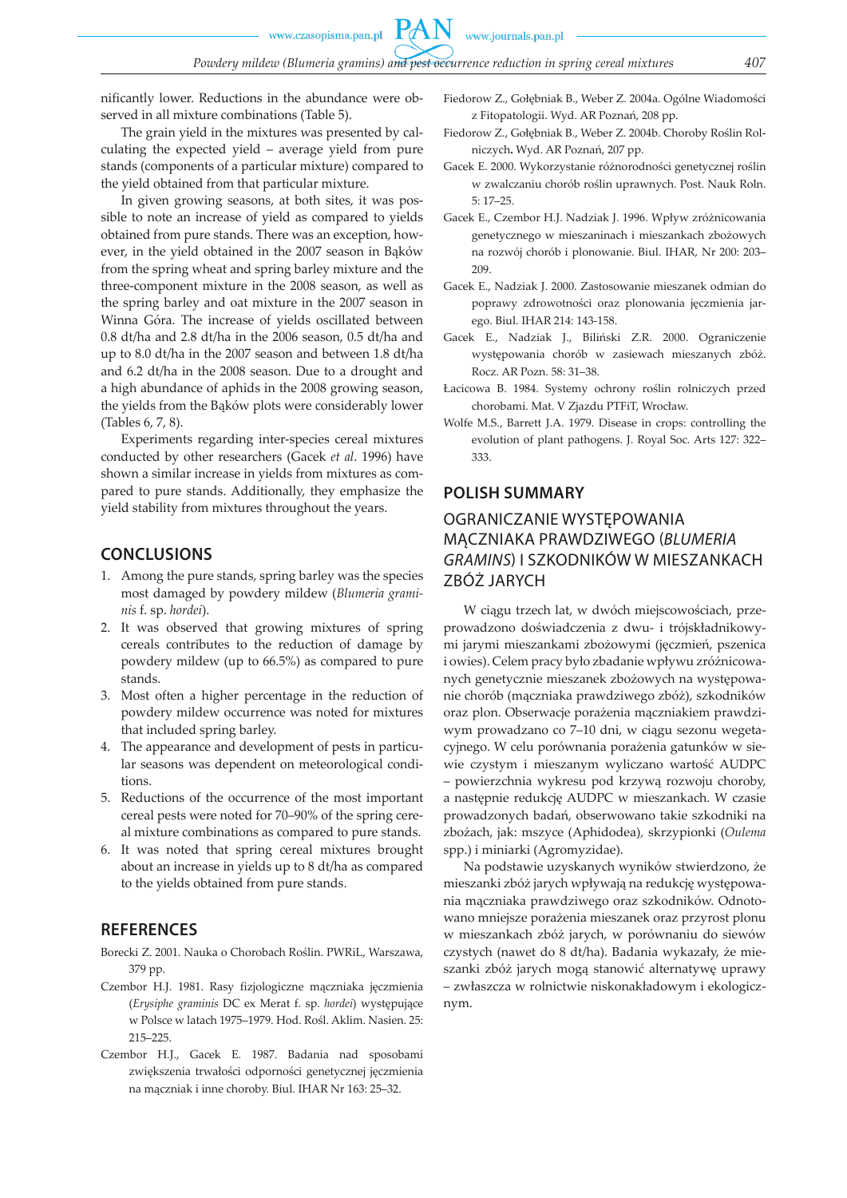nificantly lower. Reductions in the abundance were observed in all mixture combinations (Table 5).

The grain yield in the mixtures was presented by calculating the expected yield – average yield from pure stands (components of a particular mixture) compared to the yield obtained from that particular mixture.

In given growing seasons, at both sites, it was possible to note an increase of yield as compared to yields obtained from pure stands. There was an exception, however, in the yield obtained in the 2007 season in Bąków from the spring wheat and spring barley mixture and the three-component mixture in the 2008 season, as well as the spring barley and oat mixture in the 2007 season in Winna Góra. The increase of yields oscillated between 0.8 dt/ha and 2.8 dt/ha in the 2006 season, 0.5 dt/ha and up to 8.0 dt/ha in the 2007 season and between 1.8 dt/ha and 6.2 dt/ha in the 2008 season. Due to a drought and a high abundance of aphids in the 2008 growing season, the yields from the Bąków plots were considerably lower (Tables 6, 7, 8).

Experiments regarding inter-species cereal mixtures conducted by other researchers (Gacek *et al*. 1996) have shown a similar increase in yields from mixtures as compared to pure stands. Additionally, they emphasize the yield stability from mixtures throughout the years.

## CONCLUSIONS

1. Among the pure stands, spring barley was the species most damaged by powdery mildew (*Blumeria graminis* f. sp. *hordei*).
2. It was observed that growing mixtures of spring cereals contributes to the reduction of damage by powdery mildew (up to 66.5%) as compared to pure stands.
3. Most often a higher percentage in the reduction of powdery mildew occurrence was noted for mixtures that included spring barley.
4. The appearance and development of pests in particular seasons was dependent on meteorological conditions.
5. Reductions of the occurrence of the most important cereal pests were noted for 70–90% of the spring cereal mixture combinations as compared to pure stands.
6. It was noted that spring cereal mixtures brought about an increase in yields up to 8 dt/ha as compared to the yields obtained from pure stands.

## REFERENCES

Borecki Z. 2001. Nauka o Chorobach Roślin. PWRiL, Warszawa, 379 pp.

Czembor H.J. 1981. Rasy fizjologiczne mączniaka jęczmienia (*Erysiphe graminis* DC ex Merat f. sp. *hordei*) występujące w Polsce w latach 1975–1979. Hod. Rośl. Aklim. Nasien. 25: 215–225.

Czembor H.J., Gacek E. 1987. Badania nad sposobami zwiększenia trwałości odporności genetycznej jęczmienia na mączniak i inne choroby. Biul. IHAR Nr 163: 25–32.

Fiedorow Z., Gołębniak B., Weber Z. 2004a. Ogólne Wiadomości z Fitopatologii. Wyd. AR Poznań, 208 pp.

Fiedorow Z., Gołębniak B., Weber Z. 2004b. Choroby Roślin Rolniczych**.** Wyd. AR Poznań, 207 pp.

Gacek E. 2000. Wykorzystanie różnorodności genetycznej roślin w zwalczaniu chorób roślin uprawnych. Post. Nauk Roln. 5: 17–25.

Gacek E., Czembor H.J. Nadziak J. 1996. Wpływ zróżnicowania genetycznego w mieszaninach i mieszankach zbożowych na rozwój chorób i plonowanie. Biul. IHAR, Nr 200: 203–209.

Gacek E., Nadziak J. 2000. Zastosowanie mieszanek odmian do poprawy zdrowotności oraz plonowania jęczmienia jarego. Biul. IHAR 214: 143-158.

Gacek E., Nadziak J., Biliński Z.R. 2000. Ograniczenie występowania chorób w zasiewach mieszanych zbóż. Rocz. AR Pozn. 58: 31–38.

Łacicowa B. 1984. Systemy ochrony roślin rolniczych przed chorobami. Mat. V Zjazdu PTFiT, Wrocław.

Wolfe M.S., Barrett J.A. 1979. Disease in crops: controlling the evolution of plant pathogens. J. Royal Soc. Arts 127: 322–333.

## POLISH SUMMARY

### OGRANICZANIE WYSTĘPOWANIA MĄCZNIAKA PRAWDZIWEGO (*BLUMERIA GRAMINS*) I SZKODNIKÓW W MIESZANKACH ZBÓŻ JARYCH

W ciągu trzech lat, w dwóch miejscowościach, przeprowadzono doświadczenia z dwu- i trójskładnikowymi jarymi mieszankami zbożowymi (jęczmień, pszenica i owies). Celem pracy było zbadanie wpływu zróżnicowanych genetycznie mieszanek zbożowych na występowanie chorób (mączniaka prawdziwego zbóż), szkodników oraz plon. Obserwacje porażenia mączniakiem prawdziwym prowadzano co 7–10 dni, w ciągu sezonu wegetacyjnego. W celu porównania porażenia gatunków w siewie czystym i mieszanym wyliczano wartość AUDPC – powierzchnia wykresu pod krzywą rozwoju choroby, a następnie redukcję AUDPC w mieszankach. W czasie prowadzonych badań, obserwowano takie szkodniki na zbożach, jak: mszyce (Aphidodea), skrzypionki (*Oulema* spp.) i miniarki (Agromyzidae).

Na podstawie uzyskanych wyników stwierdzono, że mieszanki zbóż jarych wpływają na redukcję występowania mączniaka prawdziwego oraz szkodników. Odnotowano mniejsze porażenia mieszanek oraz przyrost plonu w mieszankach zbóż jarych, w porównaniu do siewów czystych (nawet do 8 dt/ha). Badania wykazały, że mieszanki zbóż jarych mogą stanowić alternatywę uprawy – zwłaszcza w rolnictwie niskonakładowym i ekologicznym.